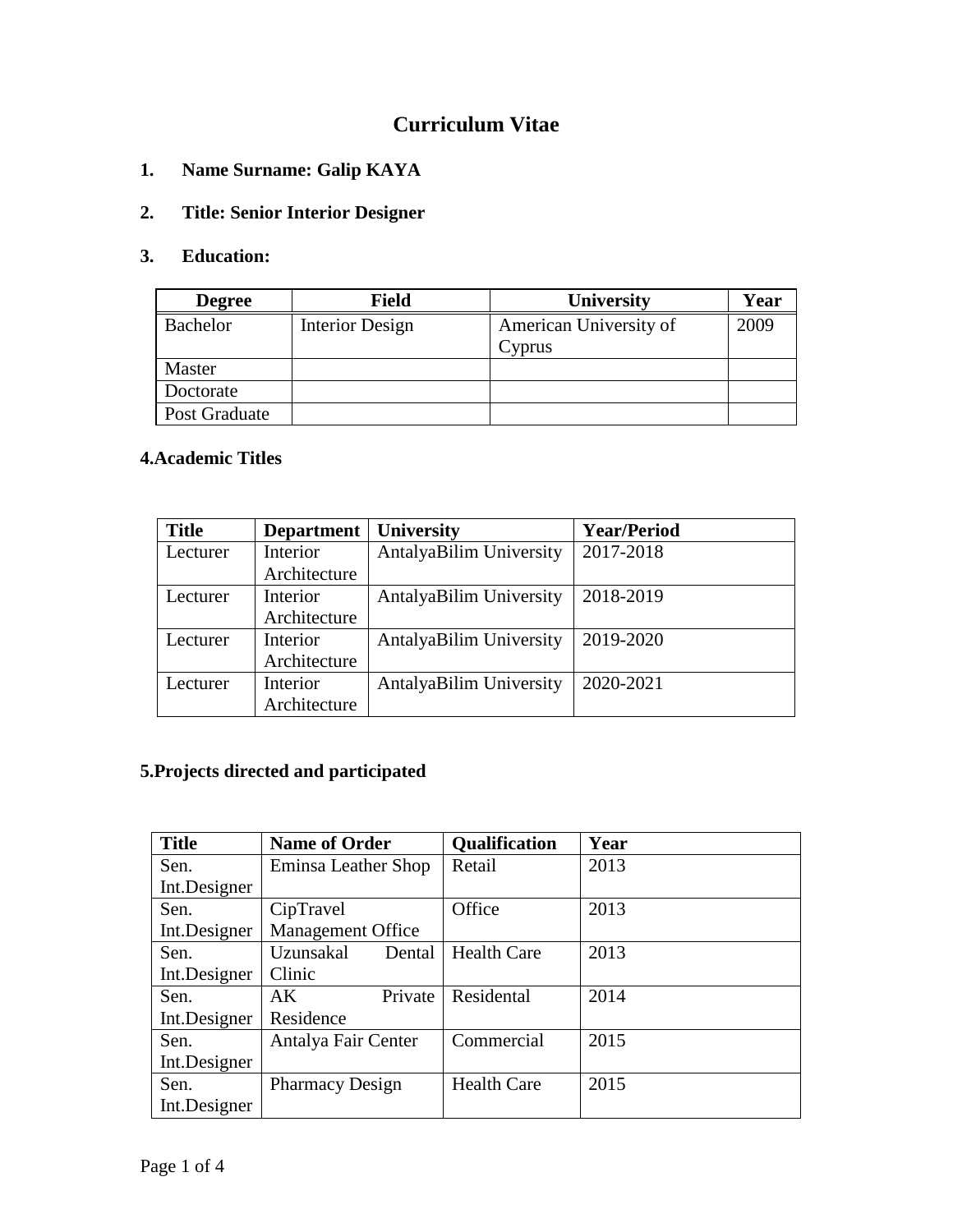# Curriculum Vitae

1. **Name Surname: Galip KAYA**

2. **Title: Senior Interior Designer**

3. **Education:**

| Degree | Field | University | Year |
|---|---|---|---|
| Bachelor | Interior Design | American University of Cyprus | 2009 |
| Master | | | |
| Doctorate | | | |
| Post Graduate | | | |

**4.Academic Titles**

| Title | Department | University | Year/Period |
|---|---|---|---|
| Lecturer | Interior Architecture | AntalyaBilim University | 2017-2018 |
| Lecturer | Interior Architecture | AntalyaBilim University | 2018-2019 |
| Lecturer | Interior Architecture | AntalyaBilim University | 2019-2020 |
| Lecturer | Interior Architecture | AntalyaBilim University | 2020-2021 |

**5.Projects directed and participated**

| Title | Name of Order | Qualification | Year |
|---|---|---|---|
| Sen. Int.Designer | Eminsa Leather Shop | Retail | 2013 |
| Sen. Int.Designer | CipTravel Management Office | Office | 2013 |
| Sen. Int.Designer | Uzunsakal Dental Clinic | Health Care | 2013 |
| Sen. Int.Designer | AK Private Residence | Residental | 2014 |
| Sen. Int.Designer | Antalya Fair Center | Commercial | 2015 |
| Sen. Int.Designer | Pharmacy Design | Health Care | 2015 |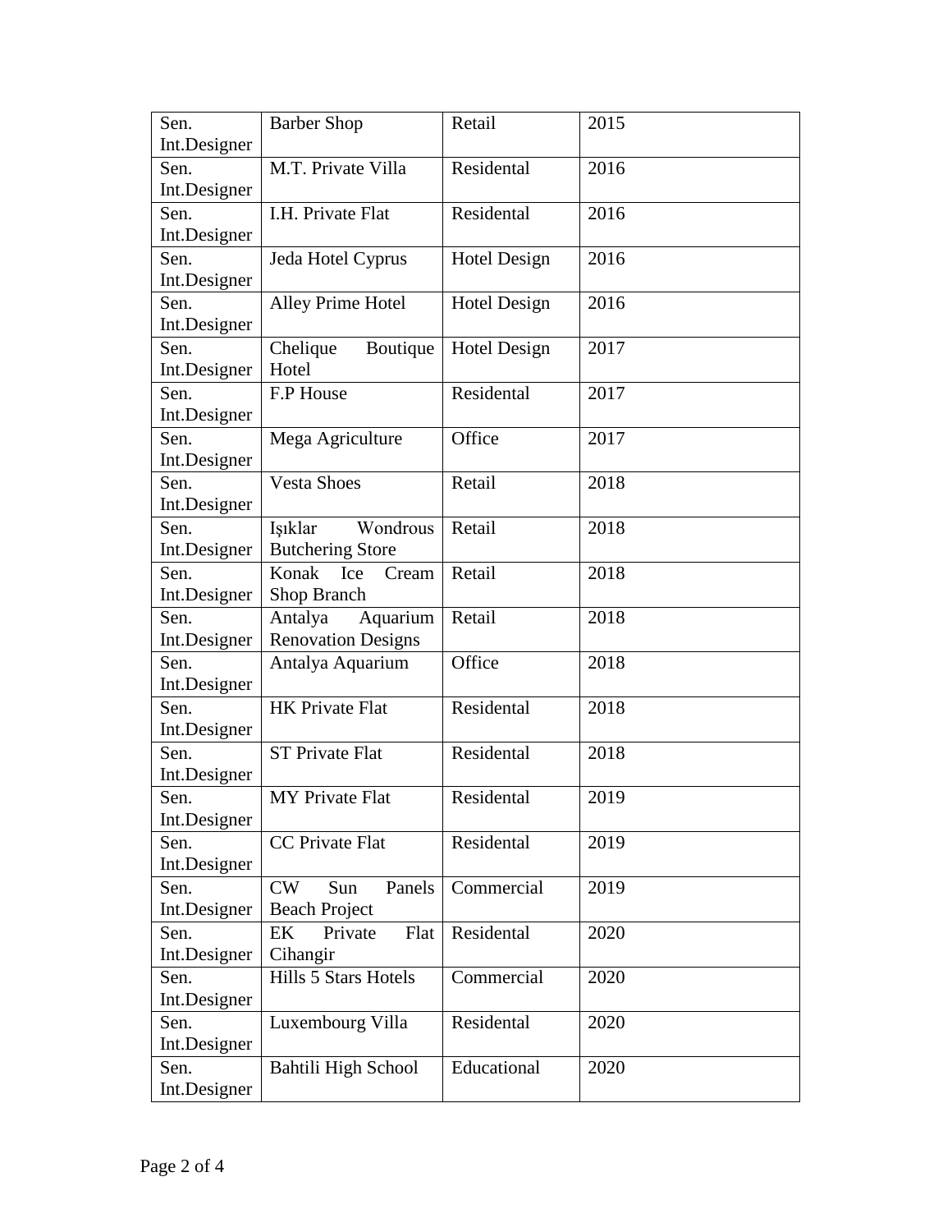| Sen. Int.Designer | Barber Shop | Retail | 2015 |
|---|---|---|---|
| Sen. Int.Designer | M.T. Private Villa | Residental | 2016 |
| Sen. Int.Designer | I.H. Private Flat | Residental | 2016 |
| Sen. Int.Designer | Jeda Hotel Cyprus | Hotel Design | 2016 |
| Sen. Int.Designer | Alley Prime Hotel | Hotel Design | 2016 |
| Sen. Int.Designer | Chelique Boutique Hotel | Hotel Design | 2017 |
| Sen. Int.Designer | F.P House | Residental | 2017 |
| Sen. Int.Designer | Mega Agriculture | Office | 2017 |
| Sen. Int.Designer | Vesta Shoes | Retail | 2018 |
| Sen. Int.Designer | Işıklar Wondrous Butchering Store | Retail | 2018 |
| Sen. Int.Designer | Konak Ice Cream Shop Branch | Retail | 2018 |
| Sen. Int.Designer | Antalya Aquarium Renovation Designs | Retail | 2018 |
| Sen. Int.Designer | Antalya Aquarium | Office | 2018 |
| Sen. Int.Designer | HK Private Flat | Residental | 2018 |
| Sen. Int.Designer | ST Private Flat | Residental | 2018 |
| Sen. Int.Designer | MY Private Flat | Residental | 2019 |
| Sen. Int.Designer | CC Private Flat | Residental | 2019 |
| Sen. Int.Designer | CW Sun Panels Beach Project | Commercial | 2019 |
| Sen. Int.Designer | EK Private Flat Cihangir | Residental | 2020 |
| Sen. Int.Designer | Hills 5 Stars Hotels | Commercial | 2020 |
| Sen. Int.Designer | Luxembourg Villa | Residental | 2020 |
| Sen. Int.Designer | Bahtili High School | Educational | 2020 |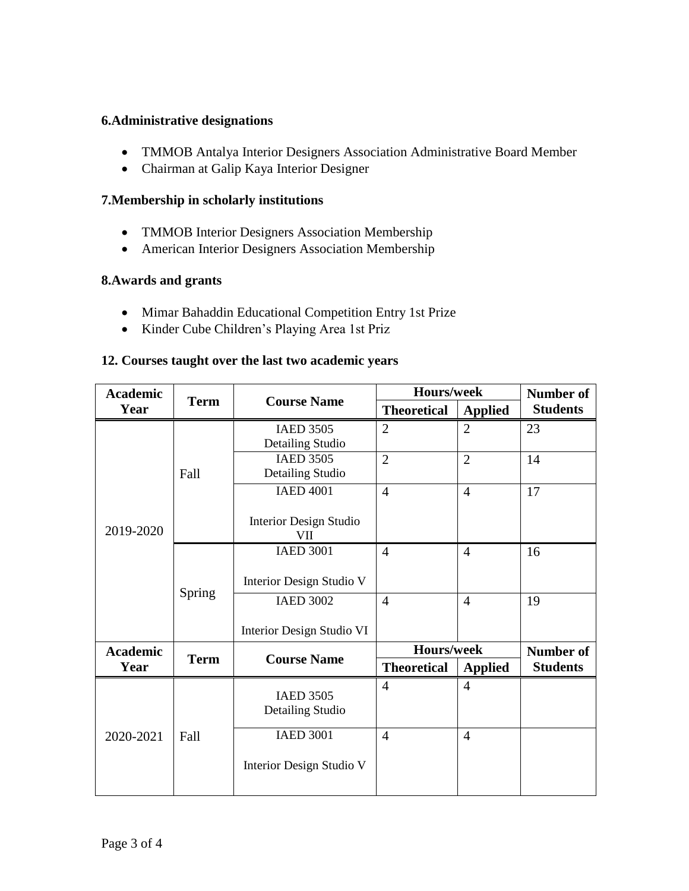**6.Administrative designations**

- TMMOB Antalya Interior Designers Association Administrative Board Member
- Chairman at Galip Kaya Interior Designer

**7.Membership in scholarly institutions**

- TMMOB Interior Designers Association Membership
- American Interior Designers Association Membership

**8.Awards and grants**

- Mimar Bahaddin Educational Competition Entry 1st Prize
- Kinder Cube Children's Playing Area 1st Priz

**12. Courses taught over the last two academic years**

| Academic Year | Term | Course Name | Hours/week | | Number of Students |
|---|---|---|---|---|---|
| | | | Theoretical | Applied | |
| 2019-2020 | Fall | IAED 3505 Detailing Studio | 2 | 2 | 23 |
| | | IAED 3505 Detailing Studio | 2 | 2 | 14 |
| | | IAED 4001 Interior Design Studio VII | 4 | 4 | 17 |
| | Spring | IAED 3001 Interior Design Studio V | 4 | 4 | 16 |
| | | IAED 3002 Interior Design Studio VI | 4 | 4 | 19 |

| Academic Year | Term | Course Name | Hours/week | | Number of Students |
|---|---|---|---|---|---|
| | | | Theoretical | Applied | |
| 2020-2021 | Fall | IAED 3505 Detailing Studio | 4 | 4 | |
| | | IAED 3001 Interior Design Studio V | 4 | 4 | |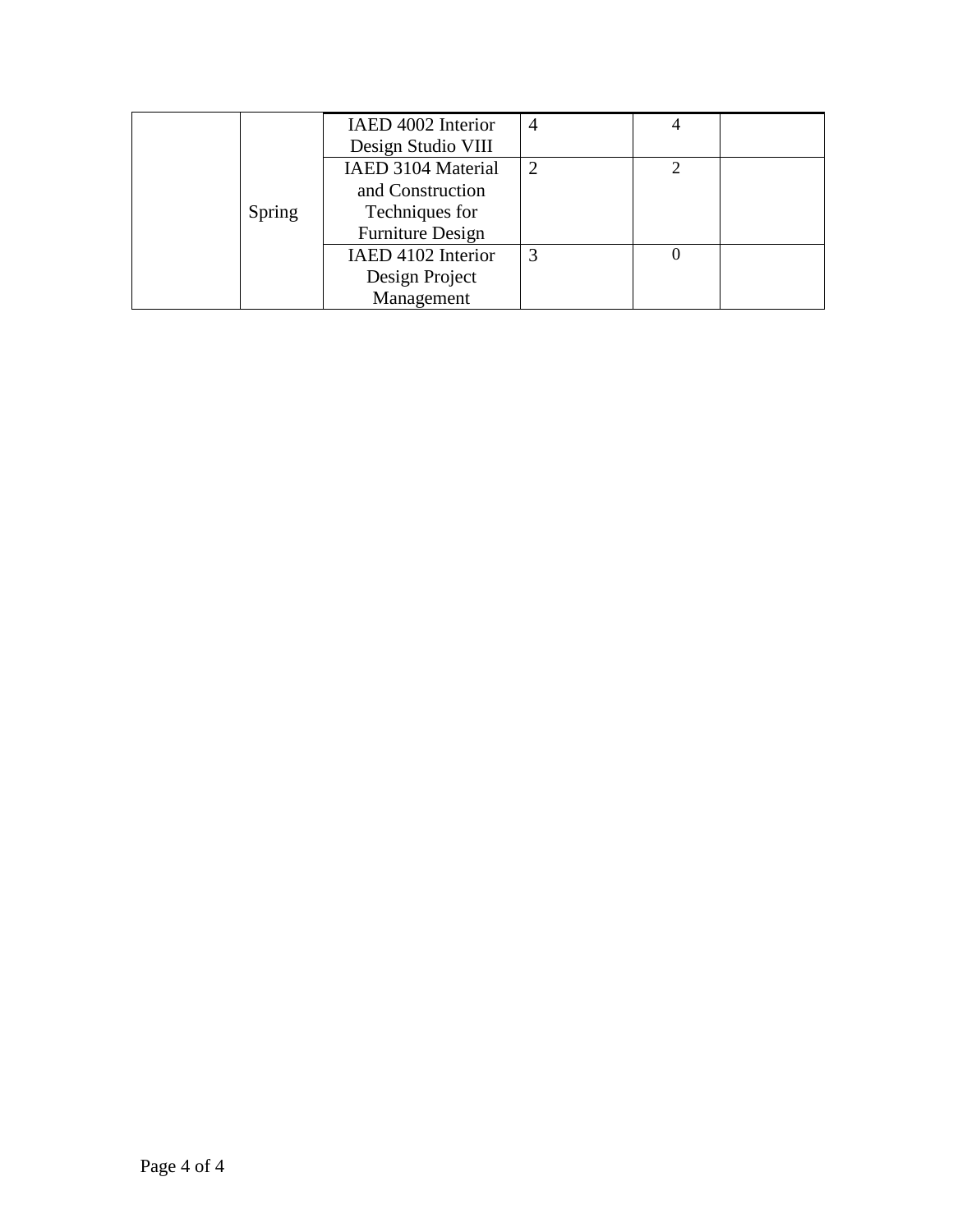| | | | | | |
|---|---|---|---|---|---|
| | Spring | IAED 4002 Interior Design Studio VIII | 4 | 4 | |
| | | IAED 3104 Material and Construction Techniques for Furniture Design | 2 | 2 | |
| | | IAED 4102 Interior Design Project Management | 3 | 0 | |